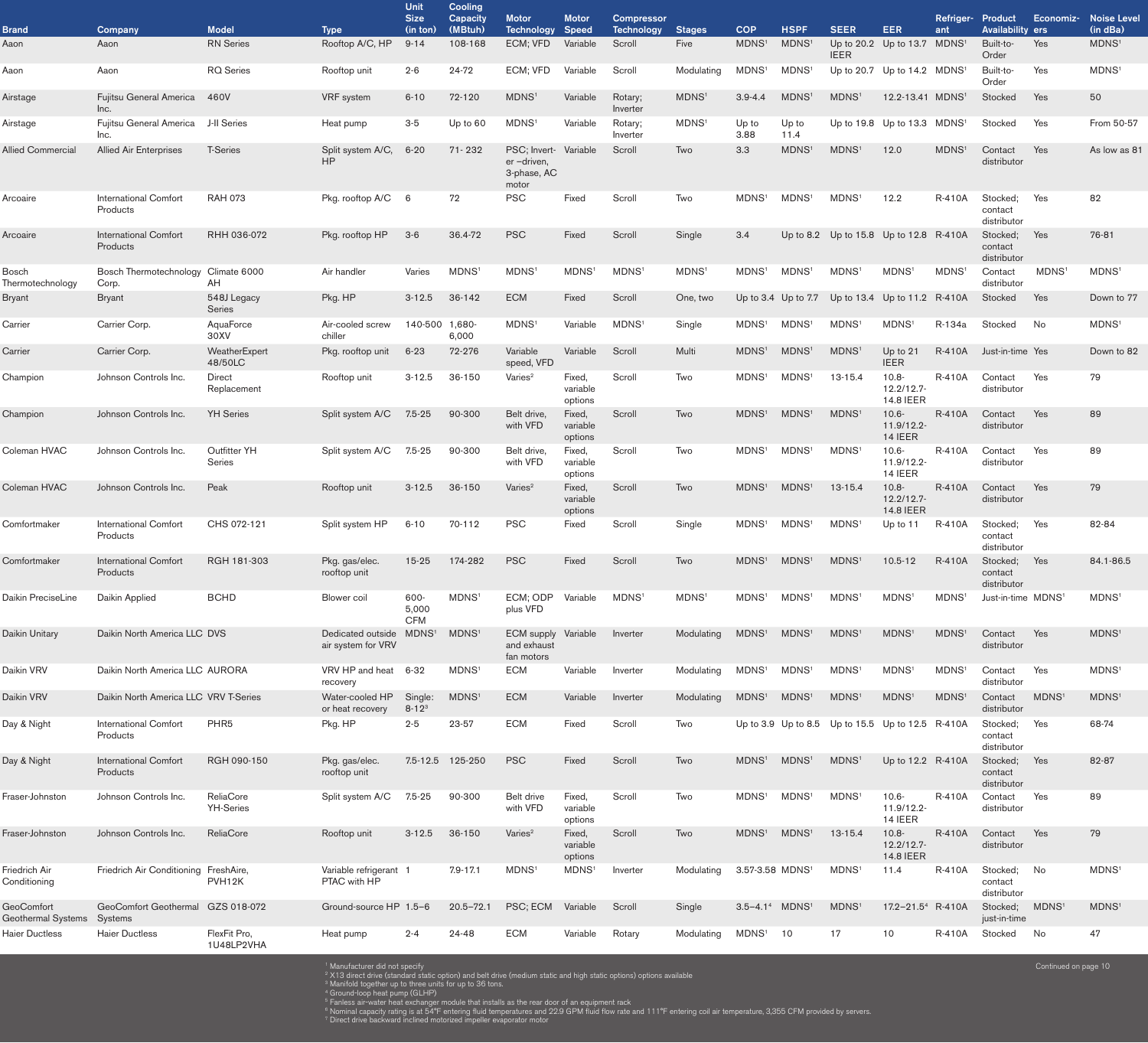| Brand | Company | Model | Type | Unit Size (in ton) | Cooling Capacity (MBtuh) | Motor Technology | Motor Speed | Compressor Technology | Stages | COP | HSPF | SEER | EER | Refriger-ant | Product Availability | Economiz-ers | Noise Level (in dBa) |
|---|---|---|---|---|---|---|---|---|---|---|---|---|---|---|---|---|---|
| Aaon | Aaon | RN Series | Rooftop A/C, HP | 9-14 | 108-168 | ECM; VFD | Variable | Scroll | Five | MDNS[1] | MDNS[1] | Up to 20.2 IEER | Up to 13.7 | MDNS[1] | Built-to-Order | Yes | MDNS[1] |
| Aaon | Aaon | RQ Series | Rooftop unit | 2-6 | 24-72 | ECM; VFD | Variable | Scroll | Modulating | MDNS[1] | MDNS[1] | Up to 20.7 | Up to 14.2 | MDNS[1] | Built-to-Order | Yes | MDNS[1] |
| Airstage | Fujitsu General America Inc. | 460V | VRF system | 6-10 | 72-120 | MDNS[1] | Variable | Rotary; Inverter | MDNS[1] | 3.9-4.4 | MDNS[1] | MDNS[1] | 12.2-13.41 | MDNS[1] | Stocked | Yes | 50 |
| Airstage | Fujitsu General America Inc. | J-II Series | Heat pump | 3-5 | Up to 60 | MDNS[1] | Variable | Rotary; Inverter | MDNS[1] | Up to 3.88 | Up to 11.4 | Up to 19.8 | Up to 13.3 | MDNS[1] | Stocked | Yes | From 50-57 |
| Allied Commercial | Allied Air Enterprises | T-Series | Split system A/C, HP | 6-20 | 71- 232 | PSC; Invert-er –driven, 3-phase, AC motor | Variable | Scroll | Two | 3.3 | MDNS[1] | MDNS[1] | 12.0 | MDNS[1] | Contact distributor | Yes | As low as 81 |
| Arcoaire | International Comfort Products | RAH 073 | Pkg. rooftop A/C | 6 | 72 | PSC | Fixed | Scroll | Two | MDNS[1] | MDNS[1] | MDNS[1] | 12.2 | R-410A | Stocked; contact distributor | Yes | 82 |
| Arcoaire | International Comfort Products | RHH 036-072 | Pkg. rooftop HP | 3-6 | 36.4-72 | PSC | Fixed | Scroll | Single | 3.4 | Up to 8.2 | Up to 15.8 | Up to 12.8 | R-410A | Stocked; contact distributor | Yes | 76-81 |
| Bosch Thermotechnology | Bosch Thermotechnology Corp. | Climate 6000 AH | Air handler | Varies | MDNS[1] | MDNS[1] | MDNS[1] | MDNS[1] | MDNS[1] | MDNS[1] | MDNS[1] | MDNS[1] | MDNS[1] | MDNS[1] | Contact distributor | MDNS[1] | MDNS[1] |
| Bryant | Bryant | 548J Legacy Series | Pkg. HP | 3-12.5 | 36-142 | ECM | Fixed | Scroll | One, two | Up to 3.4 | Up to 7.7 | Up to 13.4 | Up to 11.2 | R-410A | Stocked | Yes | Down to 77 |
| Carrier | Carrier Corp. | AquaForce 30XV | Air-cooled screw chiller | 140-500 | 1,680-6,000 | MDNS[1] | Variable | MDNS[1] | Single | MDNS[1] | MDNS[1] | MDNS[1] | MDNS[1] | R-134a | Stocked | No | MDNS[1] |
| Carrier | Carrier Corp. | WeatherExpert 48/50LC | Pkg. rooftop unit | 6-23 | 72-276 | Variable speed, VFD | Variable | Scroll | Multi | MDNS[1] | MDNS[1] | MDNS[1] | Up to 21 IEER | R-410A | Just-in-time | Yes | Down to 82 |
| Champion | Johnson Controls Inc. | Direct Replacement | Rooftop unit | 3-12.5 | 36-150 | Varies[2] | Fixed, variable options | Scroll | Two | MDNS[1] | MDNS[1] | 13-15.4 | 10.8-12.2/12.7-14.8 IEER | R-410A | Contact distributor | Yes | 79 |
| Champion | Johnson Controls Inc. | YH Series | Split system A/C | 7.5-25 | 90-300 | Belt drive, with VFD | Fixed, variable options | Scroll | Two | MDNS[1] | MDNS[1] | MDNS[1] | 10.6-11.9/12.2-14 IEER | R-410A | Contact distributor | Yes | 89 |
| Coleman HVAC | Johnson Controls Inc. | Outfitter YH Series | Split system A/C | 7.5-25 | 90-300 | Belt drive, with VFD | Fixed, variable options | Scroll | Two | MDNS[1] | MDNS[1] | MDNS[1] | 10.6-11.9/12.2-14 IEER | R-410A | Contact distributor | Yes | 89 |
| Coleman HVAC | Johnson Controls Inc. | Peak | Rooftop unit | 3-12.5 | 36-150 | Varies[2] | Fixed, variable options | Scroll | Two | MDNS[1] | MDNS[1] | 13-15.4 | 10.8-12.2/12.7-14.8 IEER | R-410A | Contact distributor | Yes | 79 |
| Comfortmaker | International Comfort Products | CHS 072-121 | Split system HP | 6-10 | 70-112 | PSC | Fixed | Scroll | Single | MDNS[1] | MDNS[1] | MDNS[1] | Up to 11 | R-410A | Stocked; contact distributor | Yes | 82-84 |
| Comfortmaker | International Comfort Products | RGH 181-303 | Pkg. gas/elec. rooftop unit | 15-25 | 174-282 | PSC | Fixed | Scroll | Two | MDNS[1] | MDNS[1] | MDNS[1] | 10.5-12 | R-410A | Stocked; contact distributor | Yes | 84.1-86.5 |
| Daikin PreciseLine | Daikin Applied | BCHD | Blower coil | 600-5,000 CFM | MDNS[1] | ECM; ODP plus VFD | Variable | MDNS[1] | MDNS[1] | MDNS[1] | MDNS[1] | MDNS[1] | MDNS[1] | MDNS[1] | Just-in-time | MDNS[1] | MDNS[1] |
| Daikin Unitary | Daikin North America LLC | DVS | Dedicated outside air system for VRV | MDNS[1] | MDNS[1] | ECM supply and exhaust fan motors | Variable | Inverter | Modulating | MDNS[1] | MDNS[1] | MDNS[1] | MDNS[1] | MDNS[1] | Contact distributor | Yes | MDNS[1] |
| Daikin VRV | Daikin North America LLC | AURORA | VRV HP and heat recovery | 6-32 | MDNS[1] | ECM | Variable | Inverter | Modulating | MDNS[1] | MDNS[1] | MDNS[1] | MDNS[1] | MDNS[1] | Contact distributor | Yes | MDNS[1] |
| Daikin VRV | Daikin North America LLC | VRV T-Series | Water-cooled HP or heat recovery | Single: 8-12[3] | MDNS[1] | ECM | Variable | Inverter | Modulating | MDNS[1] | MDNS[1] | MDNS[1] | MDNS[1] | MDNS[1] | Contact distributor | MDNS[1] | MDNS[1] |
| Day & Night | International Comfort Products | PHR5 | Pkg. HP | 2-5 | 23-57 | ECM | Fixed | Scroll | Two | Up to 3.9 | Up to 8.5 | Up to 15.5 | Up to 12.5 | R-410A | Stocked; contact distributor | Yes | 68-74 |
| Day & Night | International Comfort Products | RGH 090-150 | Pkg. gas/elec. rooftop unit | 7.5-12.5 | 125-250 | PSC | Fixed | Scroll | Two | MDNS[1] | MDNS[1] | MDNS[1] | Up to 12.2 | R-410A | Stocked; contact distributor | Yes | 82-87 |
| Fraser-Johnston | Johnson Controls Inc. | ReliaCore YH-Series | Split system A/C | 7.5-25 | 90-300 | Belt drive with VFD | Fixed, variable options | Scroll | Two | MDNS[1] | MDNS[1] | MDNS[1] | 10.6-11.9/12.2-14 IEER | R-410A | Contact distributor | Yes | 89 |
| Fraser-Johnston | Johnson Controls Inc. | ReliaCore | Rooftop unit | 3-12.5 | 36-150 | Varies[2] | Fixed, variable options | Scroll | Two | MDNS[1] | MDNS[1] | 13-15.4 | 10.8-12.2/12.7-14.8 IEER | R-410A | Contact distributor | Yes | 79 |
| Friedrich Air Conditioning | Friedrich Air Conditioning | FreshAire, PVH12K | Variable refrigerant PTAC with HP | 1 | 7.9-17.1 | MDNS[1] | MDNS[1] | Inverter | Modulating | 3.57-3.58 | MDNS[1] | MDNS[1] | 11.4 | R-410A | Stocked; contact distributor | No | MDNS[1] |
| GeoComfort Geothermal Systems | GeoComfort Geothermal Systems | GZS 018-072 | Ground-source HP | 1.5–6 | 20.5–72.1 | PSC; ECM | Variable | Scroll | Single | 3.5–4.1[4] | MDNS[1] | MDNS[1] | 17.2–21.5[4] | R-410A | Stocked; just-in-time | MDNS[1] | MDNS[1] |
| Haier Ductless | Haier Ductless | FlexFit Pro, 1U48LP2VHA | Heat pump | 2-4 | 24-48 | ECM | Variable | Rotary | Modulating | MDNS[1] | 10 | 17 | 10 | R-410A | Stocked | No | 47 |

[1] Manufacturer did not specify
[2] X13 direct drive (standard static option) and belt drive (medium static and high static options) options available
[3] Manifold together up to three units for up to 36 tons.
[4] Ground-loop heat pump (GLHP)
[5] Fanless air-water heat exchanger module that installs as the rear door of an equipment rack
[6] Nominal capacity rating is at 54°F entering fluid temperatures and 22.9 GPM fluid flow rate and 111°F entering coil air temperature, 3,355 CFM provided by servers.
[7] Direct drive backward inclined motorized impeller evaporator motor

Continued on page 10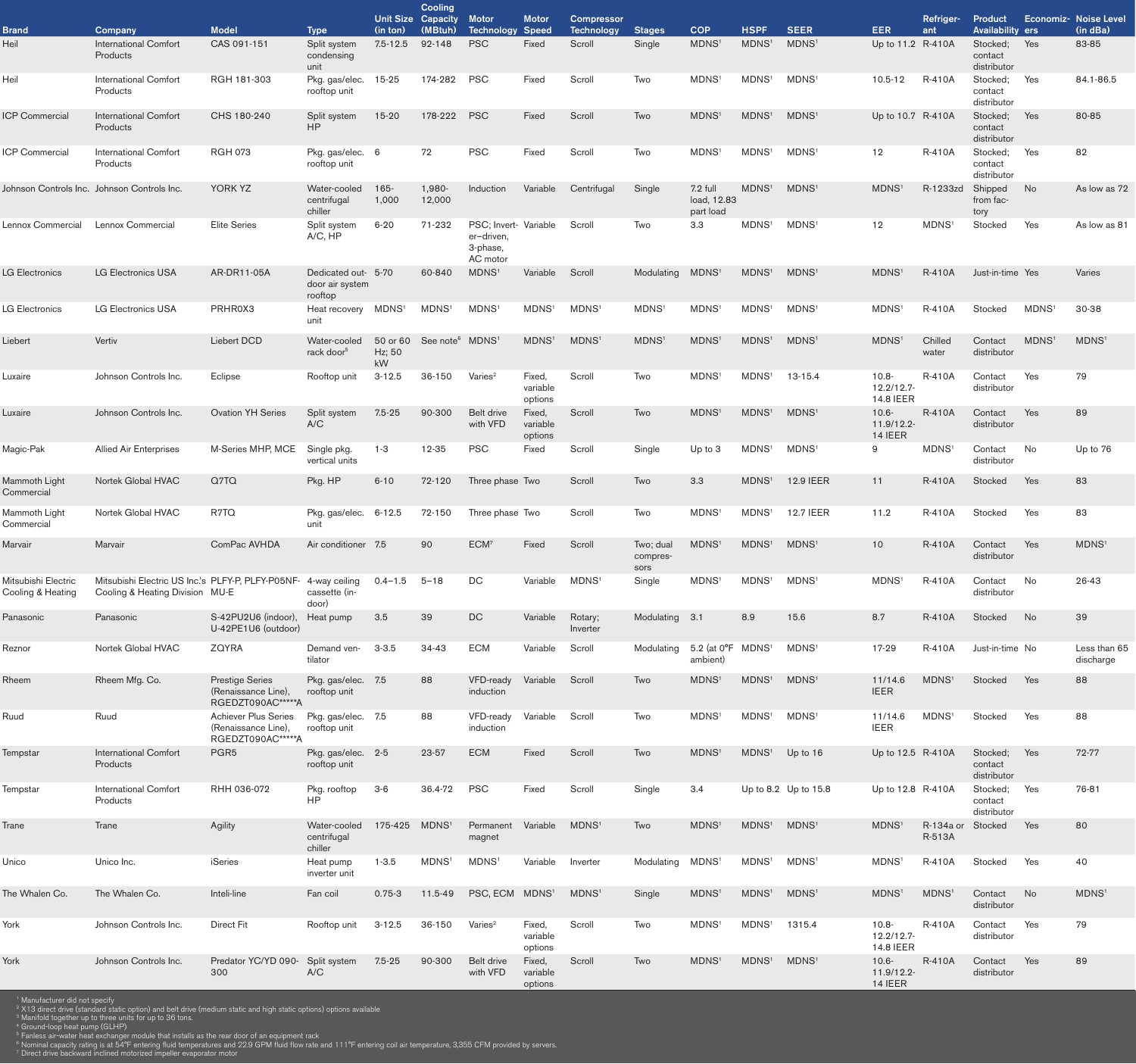| Brand | Company | Model | Type | Unit Size (in ton) | Cooling Capacity (MBtuh) | Motor Technology | Motor Speed | Compressor Technology | Stages | COP | HSPF | SEER | EER | Refriger-ant | Product Availability | Economiz-ers | Noise Level (in dBa) |
|---|---|---|---|---|---|---|---|---|---|---|---|---|---|---|---|---|---|
| Heil | International Comfort Products | CAS 091-151 | Split system condensing unit | 7.5-12.5 | 92-148 | PSC | Fixed | Scroll | Single | MDNS[1] | MDNS[1] | MDNS[1] | Up to 11.2 | R-410A | Stocked; contact distributor | Yes | 83-85 |
| Heil | International Comfort Products | RGH 181-303 | Pkg. gas/elec. rooftop unit | 15-25 | 174-282 | PSC | Fixed | Scroll | Two | MDNS[1] | MDNS[1] | MDNS[1] | 10.5-12 | R-410A | Stocked; contact distributor | Yes | 84.1-86.5 |
| ICP Commercial | International Comfort Products | CHS 180-240 | Split system HP | 15-20 | 178-222 | PSC | Fixed | Scroll | Two | MDNS[1] | MDNS[1] | MDNS[1] | Up to 10.7 | R-410A | Stocked; contact distributor | Yes | 80-85 |
| ICP Commercial | International Comfort Products | RGH 073 | Pkg. gas/elec. rooftop unit | 6 | 72 | PSC | Fixed | Scroll | Two | MDNS[1] | MDNS[1] | MDNS[1] | 12 | R-410A | Stocked; contact distributor | Yes | 82 |
| Johnson Controls Inc. | Johnson Controls Inc. | YORK YZ | Water-cooled centrifugal chiller | 165-1,000 | 1,980-12,000 | Induction | Variable | Centrifugal | Single | 7.2 full load, 12.83 part load | MDNS[1] | MDNS[1] | MDNS[1] | R-1233zd | Shipped from factory | No | As low as 72 |
| Lennox Commercial | Lennox Commercial | Elite Series | Split system A/C, HP | 6-20 | 71-232 | PSC; Inverter–driven, 3-phase, AC motor | Variable | Scroll | Two | 3.3 | MDNS[1] | MDNS[1] | 12 | MDNS[1] | Stocked | Yes | As low as 81 |
| LG Electronics | LG Electronics USA | AR-DR11-05A | Dedicated outdoor air system rooftop | 5-70 | 60-840 | MDNS[1] | Variable | Scroll | Modulating | MDNS[1] | MDNS[1] | MDNS[1] | MDNS[1] | R-410A | Just-in-time | Yes | Varies |
| LG Electronics | LG Electronics USA | PRHR0X3 | Heat recovery unit | MDNS[1] | MDNS[1] | MDNS[1] | MDNS[1] | MDNS[1] | MDNS[1] | MDNS[1] | MDNS[1] | MDNS[1] | MDNS[1] | R-410A | Stocked | MDNS[1] | 30-38 |
| Liebert | Vertiv | Liebert DCD | Water-cooled rack door[5] | 50 or 60 Hz; 50 kW | See note[6] | MDNS[1] | MDNS[1] | MDNS[1] | MDNS[1] | MDNS[1] | MDNS[1] | MDNS[1] | MDNS[1] | Chilled water | Contact distributor | MDNS[1] | MDNS[1] |
| Luxaire | Johnson Controls Inc. | Eclipse | Rooftop unit | 3-12.5 | 36-150 | Varies[2] | Fixed, variable options | Scroll | Two | MDNS[1] | MDNS[1] | 13-15.4 | 10.8-12.2/12.7-14.8 IEER | R-410A | Contact distributor | Yes | 79 |
| Luxaire | Johnson Controls Inc. | Ovation YH Series | Split system A/C | 7.5-25 | 90-300 | Belt drive with VFD | Fixed, variable options | Scroll | Two | MDNS[1] | MDNS[1] | MDNS[1] | 10.6-11.9/12.2-14 IEER | R-410A | Contact distributor | Yes | 89 |
| Magic-Pak | Allied Air Enterprises | M-Series MHP, MCE | Single pkg. vertical units | 1-3 | 12-35 | PSC | Fixed | Scroll | Single | Up to 3 | MDNS[1] | MDNS[1] | 9 | MDNS[1] | Contact distributor | No | Up to 76 |
| Mammoth Light Commercial | Nortek Global HVAC | Q7TQ | Pkg. HP | 6-10 | 72-120 | Three phase | Two | Scroll | Two | 3.3 | MDNS[1] | 12.9 IEER | 11 | R-410A | Stocked | Yes | 83 |
| Mammoth Light Commercial | Nortek Global HVAC | R7TQ | Pkg. gas/elec. unit | 6-12.5 | 72-150 | Three phase | Two | Scroll | Two | MDNS[1] | MDNS[1] | 12.7 IEER | 11.2 | R-410A | Stocked | Yes | 83 |
| Marvair | Marvair | ComPac AVHDA | Air conditioner | 7.5 | 90 | ECM[7] | Fixed | Scroll | Two; dual compressors | MDNS[1] | MDNS[1] | MDNS[1] | 10 | R-410A | Contact distributor | Yes | MDNS[1] |
| Mitsubishi Electric Cooling & Heating | Mitsubishi Electric US Inc.'s Cooling & Heating Division | PLFY-P, PLFY-P05NF-MU-E | 4-way ceiling cassette (in-door) | 0.4–1.5 | 5–18 | DC | Variable | MDNS[1] | Single | MDNS[1] | MDNS[1] | MDNS[1] | MDNS[1] | R-410A | Contact distributor | No | 26-43 |
| Panasonic | Panasonic | S-42PU2U6 (indoor), U-42PE1U6 (outdoor) | Heat pump | 3.5 | 39 | DC | Variable | Rotary; Inverter | Modulating | 3.1 | 8.9 | 15.6 | 8.7 | R-410A | Stocked | No | 39 |
| Reznor | Nortek Global HVAC | ZQYRA | Demand ventilator | 3-3.5 | 34-43 | ECM | Variable | Scroll | Modulating | 5.2 (at 0°F ambient) | MDNS[1] | MDNS[1] | 17-29 | R-410A | Just-in-time | No | Less than 65 discharge |
| Rheem | Rheem Mfg. Co. | Prestige Series (Renaissance Line), RGEDZT090AC*****A | Pkg. gas/elec. rooftop unit | 7.5 | 88 | VFD-ready induction | Variable | Scroll | Two | MDNS[1] | MDNS[1] | MDNS[1] | 11/14.6 IEER | MDNS[1] | Stocked | Yes | 88 |
| Ruud | Ruud | Achiever Plus Series (Renaissance Line), RGEDZT090AC*****A | Pkg. gas/elec. rooftop unit | 7.5 | 88 | VFD-ready induction | Variable | Scroll | Two | MDNS[1] | MDNS[1] | MDNS[1] | 11/14.6 IEER | MDNS[1] | Stocked | Yes | 88 |
| Tempstar | International Comfort Products | PGR5 | Pkg. gas/elec. rooftop unit | 2-5 | 23-57 | ECM | Fixed | Scroll | Two | MDNS[1] | MDNS[1] | Up to 16 | Up to 12.5 | R-410A | Stocked; contact distributor | Yes | 72-77 |
| Tempstar | International Comfort Products | RHH 036-072 | Pkg. rooftop HP | 3-6 | 36.4-72 | PSC | Fixed | Scroll | Single | 3.4 | Up to 8.2 | Up to 15.8 | Up to 12.8 | R-410A | Stocked; contact distributor | Yes | 76-81 |
| Trane | Trane | Agility | Water-cooled centrifugal chiller | 175-425 | MDNS[1] | Permanent magnet | Variable | MDNS[1] | Two | MDNS[1] | MDNS[1] | MDNS[1] | MDNS[1] | R-134a or R-513A | Stocked | Yes | 80 |
| Unico | Unico Inc. | iSeries | Heat pump inverter unit | 1-3.5 | MDNS[1] | MDNS[1] | Variable | Inverter | Modulating | MDNS[1] | MDNS[1] | MDNS[1] | MDNS[1] | R-410A | Stocked | Yes | 40 |
| The Whalen Co. | The Whalen Co. | Inteli-line | Fan coil | 0.75-3 | 11.5-49 | PSC, ECM | MDNS[1] | MDNS[1] | Single | MDNS[1] | MDNS[1] | MDNS[1] | MDNS[1] | MDNS[1] | Contact distributor | No | MDNS[1] |
| York | Johnson Controls Inc. | Direct Fit | Rooftop unit | 3-12.5 | 36-150 | Varies[2] | Fixed, variable options | Scroll | Two | MDNS[1] | MDNS[1] | 1315.4 | 10.8-12.2/12.7-14.8 IEER | R-410A | Contact distributor | Yes | 79 |
| York | Johnson Controls Inc. | Predator YC/YD 090-300 | Split system A/C | 7.5-25 | 90-300 | Belt drive with VFD | Fixed, variable options | Scroll | Two | MDNS[1] | MDNS[1] | MDNS[1] | 10.6-11.9/12.2-14 IEER | R-410A | Contact distributor | Yes | 89 |

[1] Manufacturer did not specify
[2] X13 direct drive (standard static option) and belt drive (medium static and high static options) options available
[3] Manifold together up to three units for up to 36 tons.
[4] Ground-loop heat pump (GLHP)
[5] Fanless air-water heat exchanger module that installs as the rear door of an equipment rack
[6] Nominal capacity rating is at 54°F entering fluid temperatures and 22.9 GPM fluid flow rate and 111°F entering coil air temperature, 3,355 CFM provided by servers.
[7] Direct drive backward inclined motorized impeller evaporator motor